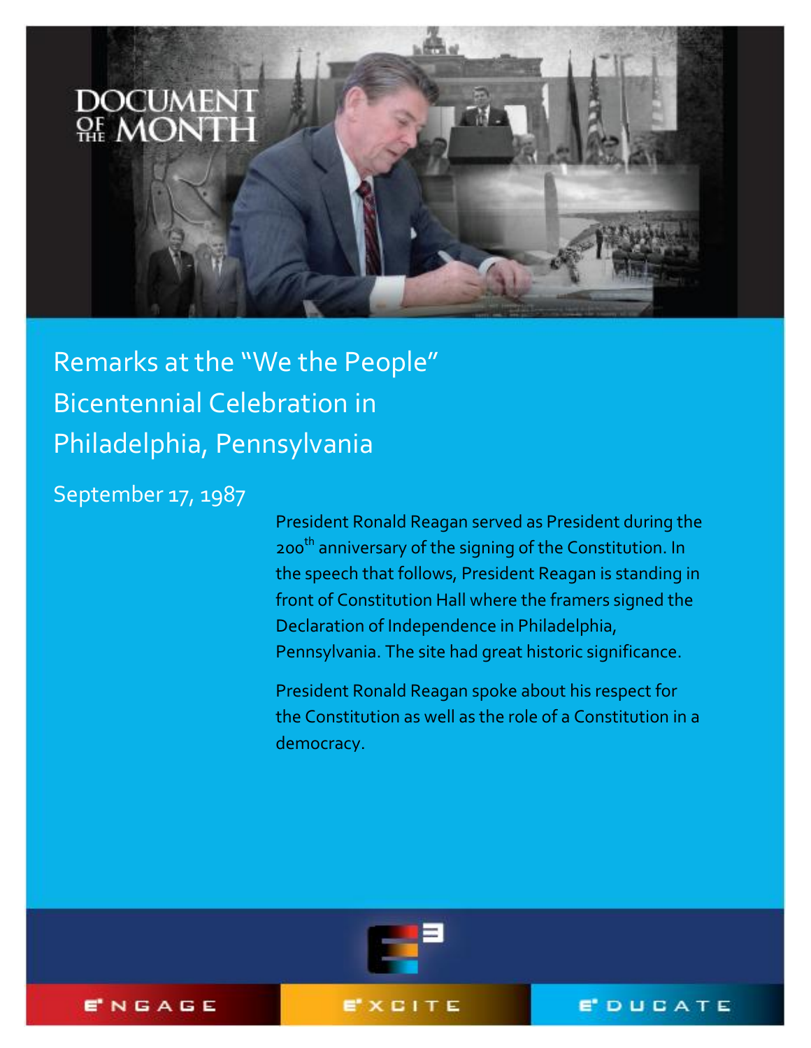DOCUMENT OF THE MONTH

# Remarks at the "We the People" Bicentennial Celebration in Philadelphia, Pennsylvania

September 17, 1987

President Ronald Reagan served as President during the 200th anniversary of the signing of the Constitution. In the speech that follows, President Reagan is standing in front of Constitution Hall where the framers signed the Declaration of Independence in Philadelphia, Pennsylvania. The site had great historic significance.

President Ronald Reagan spoke about his respect for the Constitution as well as the role of a Constitution in a democracy.

E[3] ENGAGE E[3] EXCITE E[3] EDUCATE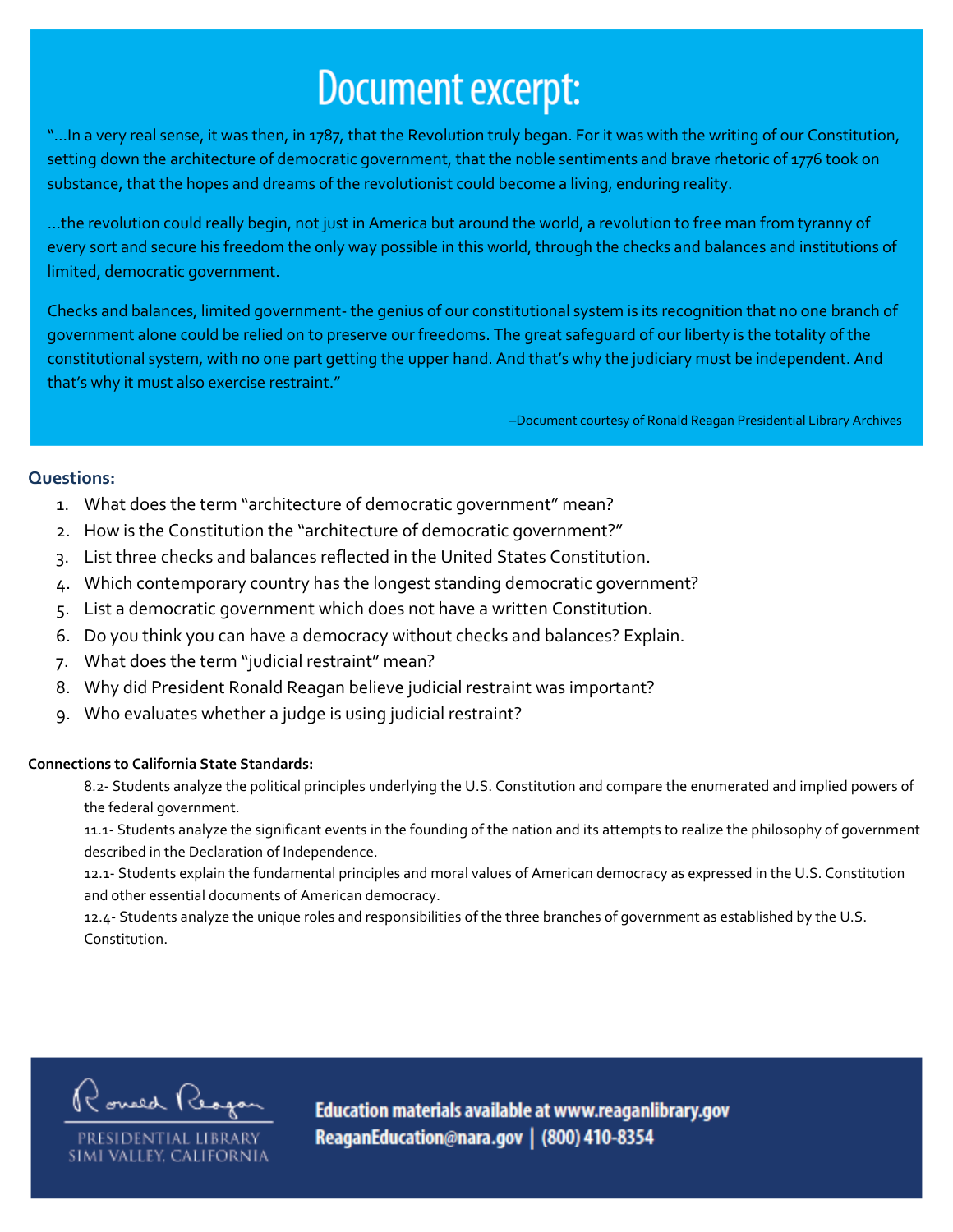# Document excerpt:

"…In a very real sense, it was then, in 1787, that the Revolution truly began. For it was with the writing of our Constitution, setting down the architecture of democratic government, that the noble sentiments and brave rhetoric of 1776 took on substance, that the hopes and dreams of the revolutionist could become a living, enduring reality.

…the revolution could really begin, not just in America but around the world, a revolution to free man from tyranny of every sort and secure his freedom the only way possible in this world, through the checks and balances and institutions of limited, democratic government.

Checks and balances, limited government- the genius of our constitutional system is its recognition that no one branch of government alone could be relied on to preserve our freedoms. The great safeguard of our liberty is the totality of the constitutional system, with no one part getting the upper hand. And that's why the judiciary must be independent. And that's why it must also exercise restraint."

–Document courtesy of Ronald Reagan Presidential Library Archives

### Questions:

1. What does the term "architecture of democratic government" mean?
2. How is the Constitution the "architecture of democratic government?"
3. List three checks and balances reflected in the United States Constitution.
4. Which contemporary country has the longest standing democratic government?
5. List a democratic government which does not have a written Constitution.
6. Do you think you can have a democracy without checks and balances? Explain.
7. What does the term "judicial restraint" mean?
8. Why did President Ronald Reagan believe judicial restraint was important?
9. Who evaluates whether a judge is using judicial restraint?

**Connections to California State Standards:**

8.2- Students analyze the political principles underlying the U.S. Constitution and compare the enumerated and implied powers of the federal government.

11.1- Students analyze the significant events in the founding of the nation and its attempts to realize the philosophy of government described in the Declaration of Independence.

12.1- Students explain the fundamental principles and moral values of American democracy as expressed in the U.S. Constitution and other essential documents of American democracy.

12.4- Students analyze the unique roles and responsibilities of the three branches of government as established by the U.S. Constitution.

Ronald Reagan
PRESIDENTIAL LIBRARY
SIMI VALLEY, CALIFORNIA

**Education materials available at www.reaganlibrary.gov**
**ReaganEducation@nara.gov | (800) 410-8354**